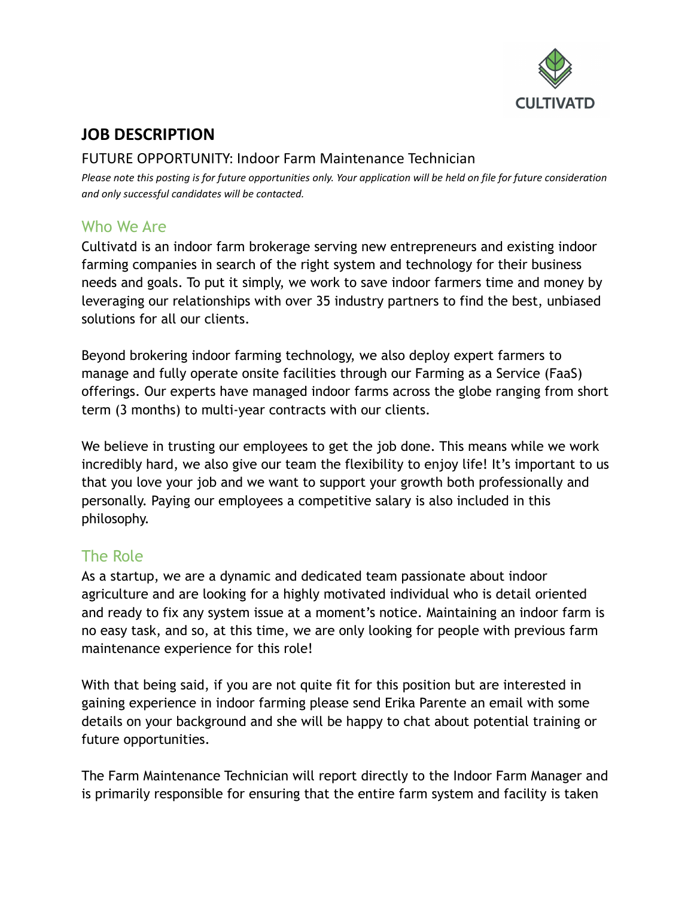CULTIVATD

# JOB DESCRIPTION

FUTURE OPPORTUNITY: Indoor Farm Maintenance Technician

*Please note this posting is for future opportunities only. Your application will be held on file for future consideration and only successful candidates will be contacted.*

## Who We Are

Cultivatd is an indoor farm brokerage serving new entrepreneurs and existing indoor farming companies in search of the right system and technology for their business needs and goals. To put it simply, we work to save indoor farmers time and money by leveraging our relationships with over 35 industry partners to find the best, unbiased solutions for all our clients.

Beyond brokering indoor farming technology, we also deploy expert farmers to manage and fully operate onsite facilities through our Farming as a Service (FaaS) offerings. Our experts have managed indoor farms across the globe ranging from short term (3 months) to multi-year contracts with our clients.

We believe in trusting our employees to get the job done. This means while we work incredibly hard, we also give our team the flexibility to enjoy life! It's important to us that you love your job and we want to support your growth both professionally and personally. Paying our employees a competitive salary is also included in this philosophy.

## The Role

As a startup, we are a dynamic and dedicated team passionate about indoor agriculture and are looking for a highly motivated individual who is detail oriented and ready to fix any system issue at a moment's notice. Maintaining an indoor farm is no easy task, and so, at this time, we are only looking for people with previous farm maintenance experience for this role!

With that being said, if you are not quite fit for this position but are interested in gaining experience in indoor farming please send Erika Parente an email with some details on your background and she will be happy to chat about potential training or future opportunities.

The Farm Maintenance Technician will report directly to the Indoor Farm Manager and is primarily responsible for ensuring that the entire farm system and facility is taken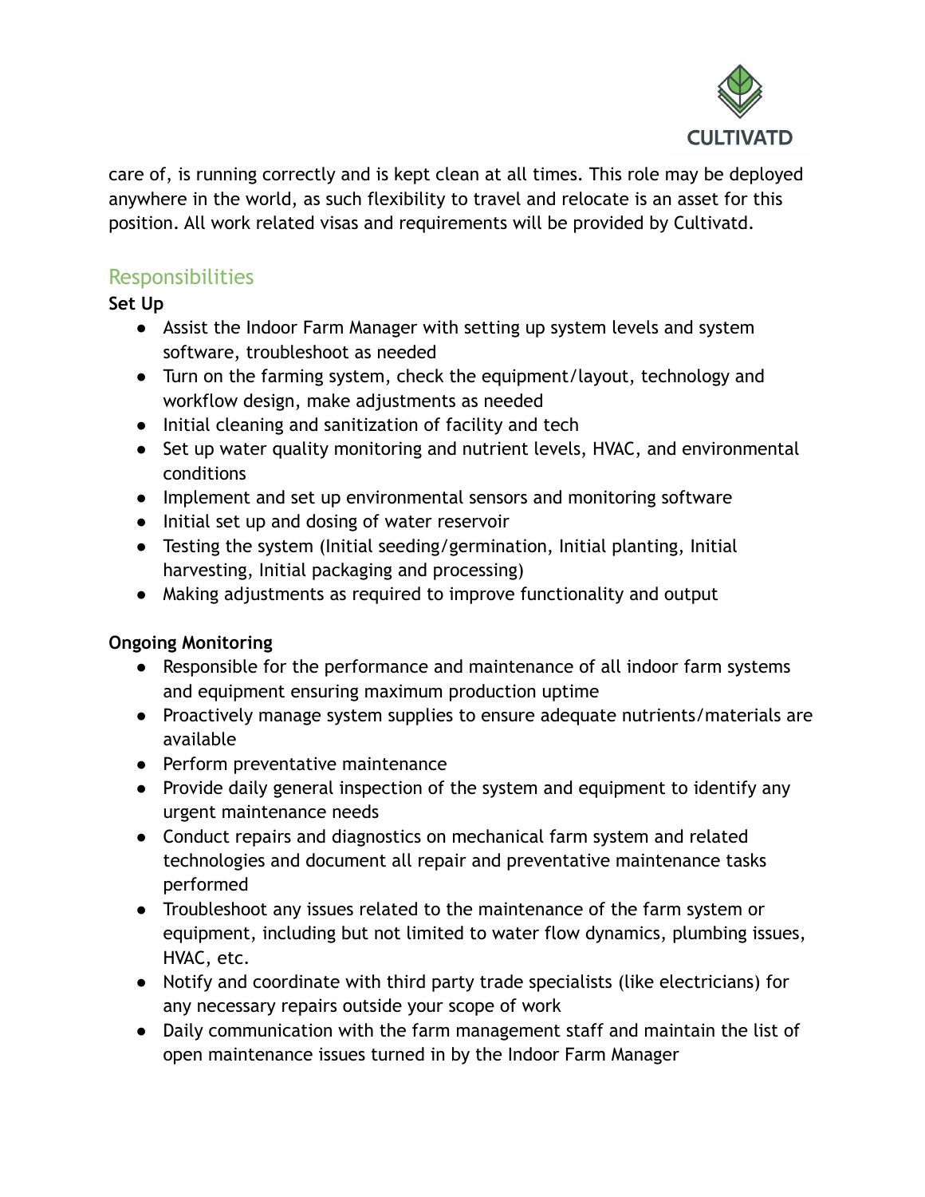care of, is running correctly and is kept clean at all times. This role may be deployed anywhere in the world, as such flexibility to travel and relocate is an asset for this position. All work related visas and requirements will be provided by Cultivatd.

## Responsibilities

**Set Up**

- Assist the Indoor Farm Manager with setting up system levels and system software, troubleshoot as needed
- Turn on the farming system, check the equipment/layout, technology and workflow design, make adjustments as needed
- Initial cleaning and sanitization of facility and tech
- Set up water quality monitoring and nutrient levels, HVAC, and environmental conditions
- Implement and set up environmental sensors and monitoring software
- Initial set up and dosing of water reservoir
- Testing the system (Initial seeding/germination, Initial planting, Initial harvesting, Initial packaging and processing)
- Making adjustments as required to improve functionality and output

**Ongoing Monitoring**

- Responsible for the performance and maintenance of all indoor farm systems and equipment ensuring maximum production uptime
- Proactively manage system supplies to ensure adequate nutrients/materials are available
- Perform preventative maintenance
- Provide daily general inspection of the system and equipment to identify any urgent maintenance needs
- Conduct repairs and diagnostics on mechanical farm system and related technologies and document all repair and preventative maintenance tasks performed
- Troubleshoot any issues related to the maintenance of the farm system or equipment, including but not limited to water flow dynamics, plumbing issues, HVAC, etc.
- Notify and coordinate with third party trade specialists (like electricians) for any necessary repairs outside your scope of work
- Daily communication with the farm management staff and maintain the list of open maintenance issues turned in by the Indoor Farm Manager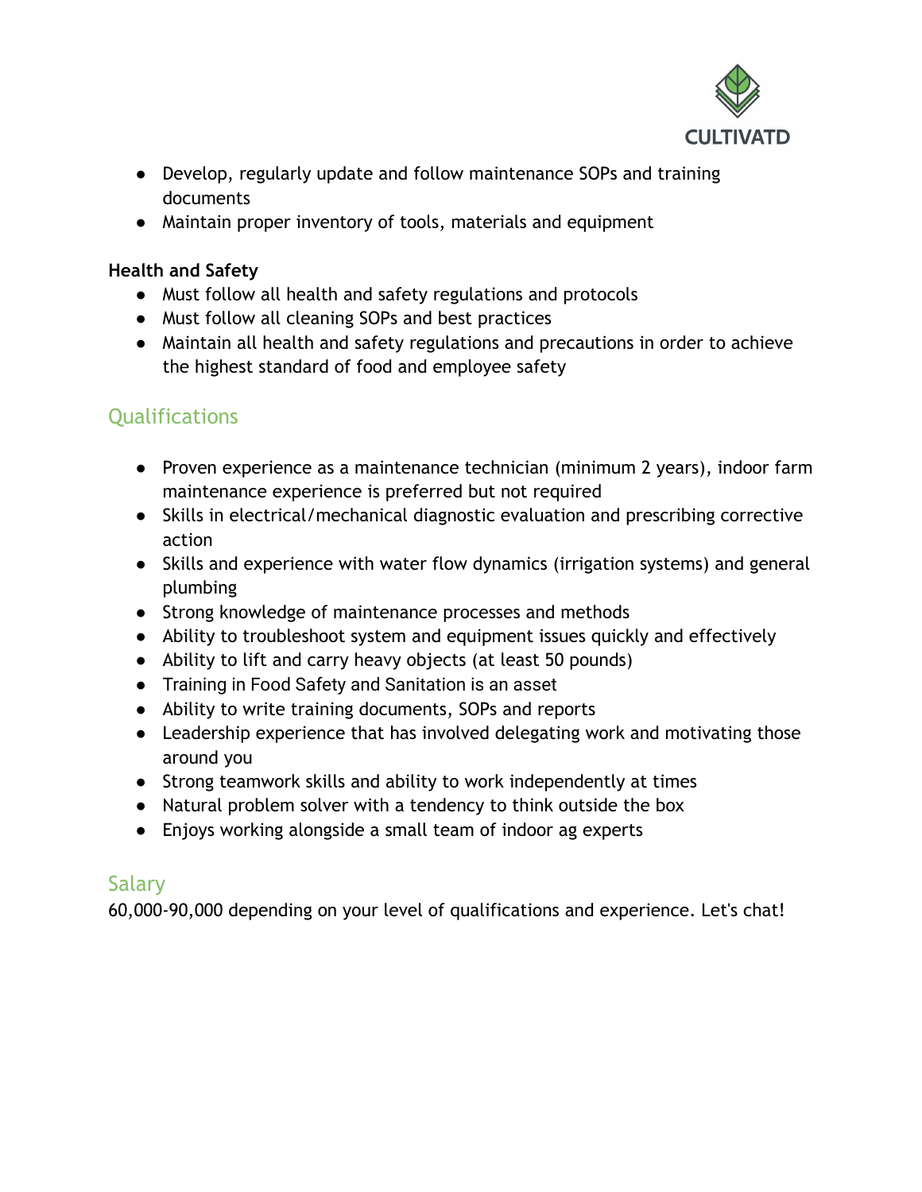- Develop, regularly update and follow maintenance SOPs and training documents
- Maintain proper inventory of tools, materials and equipment

**Health and Safety**

- Must follow all health and safety regulations and protocols
- Must follow all cleaning SOPs and best practices
- Maintain all health and safety regulations and precautions in order to achieve the highest standard of food and employee safety

## Qualifications

- Proven experience as a maintenance technician (minimum 2 years), indoor farm maintenance experience is preferred but not required
- Skills in electrical/mechanical diagnostic evaluation and prescribing corrective action
- Skills and experience with water flow dynamics (irrigation systems) and general plumbing
- Strong knowledge of maintenance processes and methods
- Ability to troubleshoot system and equipment issues quickly and effectively
- Ability to lift and carry heavy objects (at least 50 pounds)
- Training in Food Safety and Sanitation is an asset
- Ability to write training documents, SOPs and reports
- Leadership experience that has involved delegating work and motivating those around you
- Strong teamwork skills and ability to work independently at times
- Natural problem solver with a tendency to think outside the box
- Enjoys working alongside a small team of indoor ag experts

## Salary

60,000-90,000 depending on your level of qualifications and experience. Let's chat!